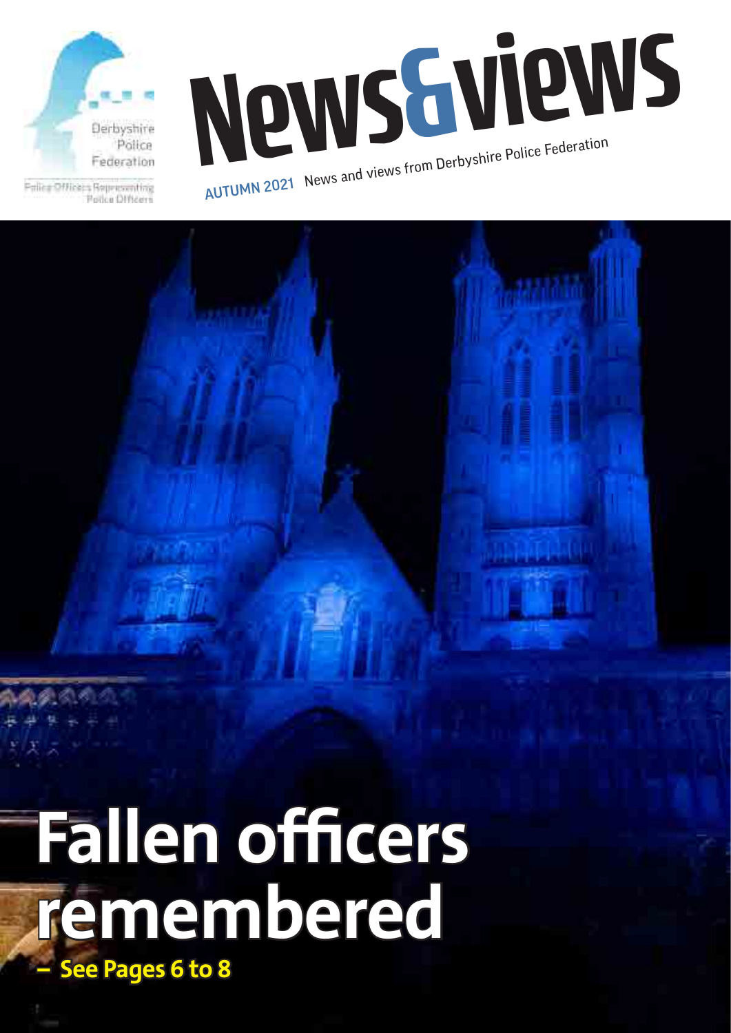Derbyshire Police Federation

Police Officers Representing Police Officers

# News&views

**AUTUMN 2021** News and views from Derbyshire Police Federation

# Fallen officers remembered

**– See Pages 6 to 8**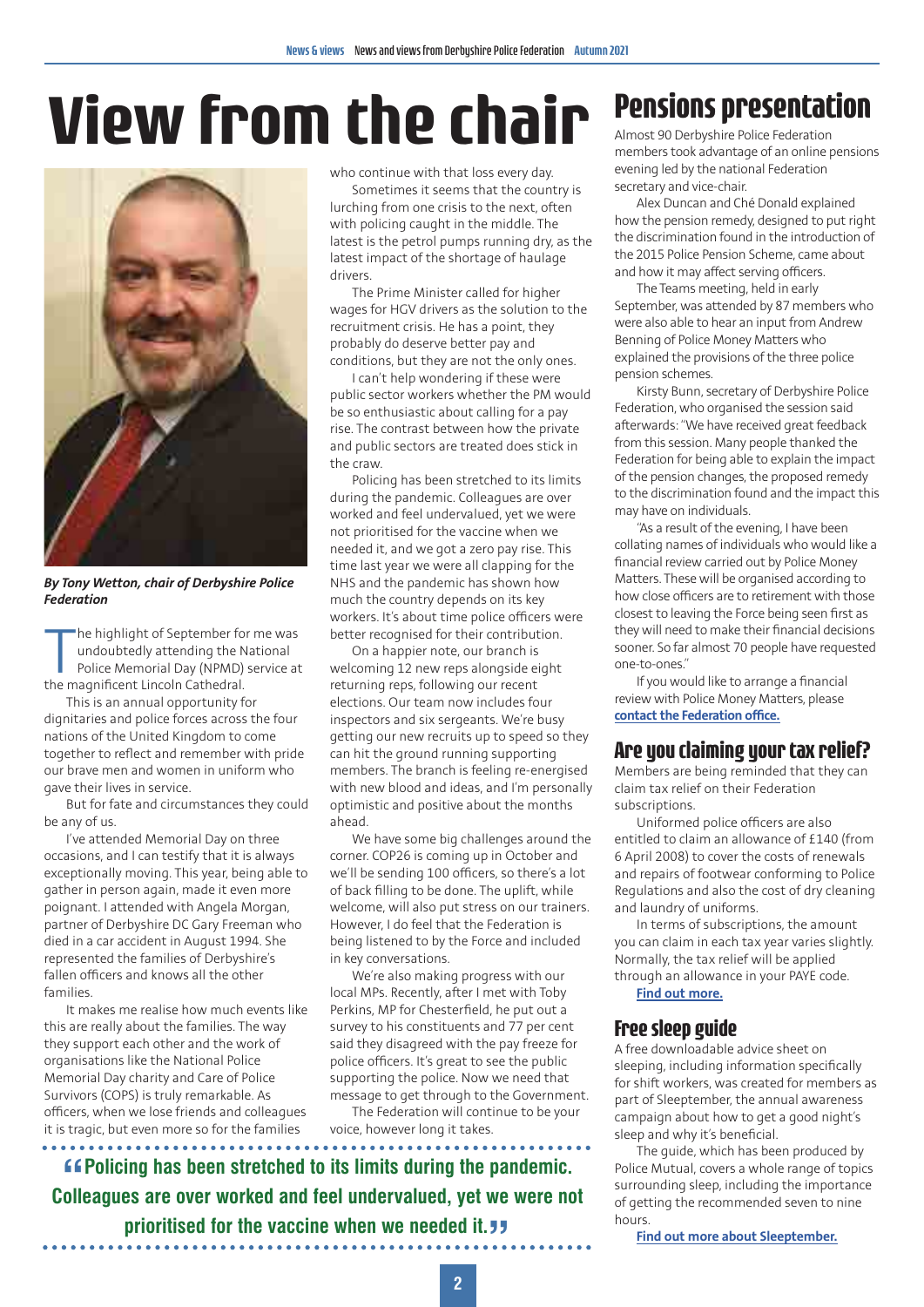# View from the chair

*By Tony Wetton, chair of Derbyshire Police Federation*

The highlight of September for me was undoubtedly attending the National Police Memorial Day (NPMD) service at the magnificent Lincoln Cathedral.

This is an annual opportunity for dignitaries and police forces across the four nations of the United Kingdom to come together to reflect and remember with pride our brave men and women in uniform who gave their lives in service.

But for fate and circumstances they could be any of us.

I've attended Memorial Day on three occasions, and I can testify that it is always exceptionally moving. This year, being able to gather in person again, made it even more poignant. I attended with Angela Morgan, partner of Derbyshire DC Gary Freeman who died in a car accident in August 1994. She represented the families of Derbyshire's fallen officers and knows all the other families.

It makes me realise how much events like this are really about the families. The way they support each other and the work of organisations like the National Police Memorial Day charity and Care of Police Survivors (COPS) is truly remarkable. As officers, when we lose friends and colleagues it is tragic, but even more so for the families who continue with that loss every day.

Sometimes it seems that the country is lurching from one crisis to the next, often with policing caught in the middle. The latest is the petrol pumps running dry, as the latest impact of the shortage of haulage drivers.

The Prime Minister called for higher wages for HGV drivers as the solution to the recruitment crisis. He has a point, they probably do deserve better pay and conditions, but they are not the only ones.

I can't help wondering if these were public sector workers whether the PM would be so enthusiastic about calling for a pay rise. The contrast between how the private and public sectors are treated does stick in the craw.

Policing has been stretched to its limits during the pandemic. Colleagues are over worked and feel undervalued, yet we were not prioritised for the vaccine when we needed it, and we got a zero pay rise. This time last year we were all clapping for the NHS and the pandemic has shown how much the country depends on its key workers. It's about time police officers were better recognised for their contribution.

On a happier note, our branch is welcoming 12 new reps alongside eight returning reps, following our recent elections. Our team now includes four inspectors and six sergeants. We're busy getting our new recruits up to speed so they can hit the ground running supporting members. The branch is feeling re-energised with new blood and ideas, and I'm personally optimistic and positive about the months ahead.

We have some big challenges around the corner. COP26 is coming up in October and we'll be sending 100 officers, so there's a lot of back filling to be done. The uplift, while welcome, will also put stress on our trainers. However, I do feel that the Federation is being listened to by the Force and included in key conversations.

We're also making progress with our local MPs. Recently, after I met with Toby Perkins, MP for Chesterfield, he put out a survey to his constituents and 77 per cent said they disagreed with the pay freeze for police officers. It's great to see the public supporting the police. Now we need that message to get through to the Government.

The Federation will continue to be your voice, however long it takes.

> **"Policing has been stretched to its limits during the pandemic. Colleagues are over worked and feel undervalued, yet we were not prioritised for the vaccine when we needed it."**

## Pensions presentation

Almost 90 Derbyshire Police Federation members took advantage of an online pensions evening led by the national Federation secretary and vice-chair.

Alex Duncan and Ché Donald explained how the pension remedy, designed to put right the discrimination found in the introduction of the 2015 Police Pension Scheme, came about and how it may affect serving officers.

The Teams meeting, held in early September, was attended by 87 members who were also able to hear an input from Andrew Benning of Police Money Matters who explained the provisions of the three police pension schemes.

Kirsty Bunn, secretary of Derbyshire Police Federation, who organised the session said afterwards: "We have received great feedback from this session. Many people thanked the Federation for being able to explain the impact of the pension changes, the proposed remedy to the discrimination found and the impact this may have on individuals.

"As a result of the evening, I have been collating names of individuals who would like a financial review carried out by Police Money Matters. These will be organised according to how close officers are to retirement with those closest to leaving the Force being seen first as they will need to make their financial decisions sooner. So far almost 70 people have requested one-to-ones."

If you would like to arrange a financial review with Police Money Matters, please **contact the Federation office.**

## Are you claiming your tax relief?

Members are being reminded that they can claim tax relief on their Federation subscriptions.

Uniformed police officers are also entitled to claim an allowance of £140 (from 6 April 2008) to cover the costs of renewals and repairs of footwear conforming to Police Regulations and also the cost of dry cleaning and laundry of uniforms.

In terms of subscriptions, the amount you can claim in each tax year varies slightly. Normally, the tax relief will be applied through an allowance in your PAYE code.

**Find out more.**

## Free sleep guide

A free downloadable advice sheet on sleeping, including information specifically for shift workers, was created for members as part of Sleeptember, the annual awareness campaign about how to get a good night's sleep and why it's beneficial.

The guide, which has been produced by Police Mutual, covers a whole range of topics surrounding sleep, including the importance of getting the recommended seven to nine hours.

**Find out more about Sleeptember.**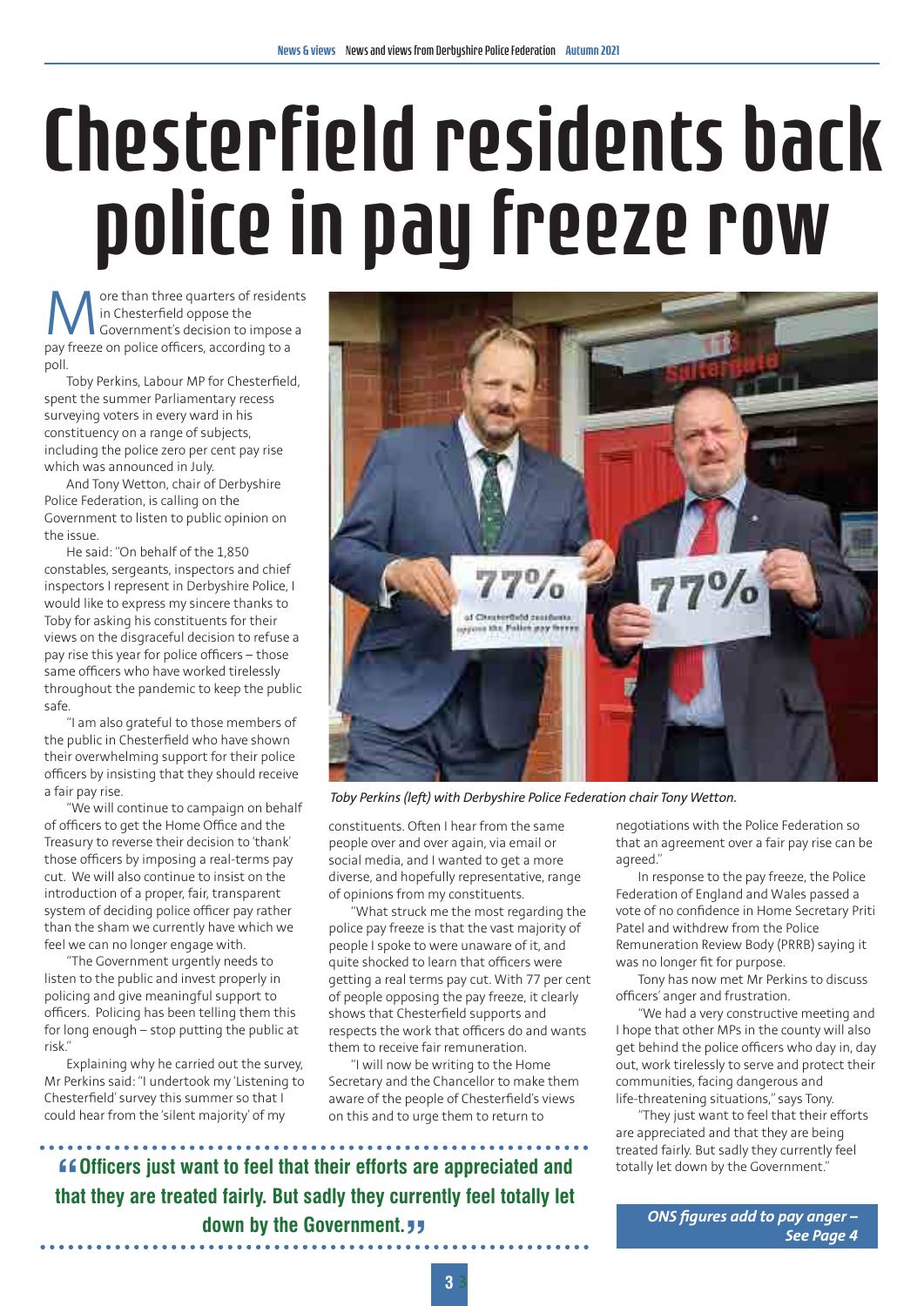# Chesterfield residents back police in pay freeze row

More than three quarters of residents in Chesterfield oppose the Government's decision to impose a pay freeze on police officers, according to a poll.

Toby Perkins, Labour MP for Chesterfield, spent the summer Parliamentary recess surveying voters in every ward in his constituency on a range of subjects, including the police zero per cent pay rise which was announced in July.

And Tony Wetton, chair of Derbyshire Police Federation, is calling on the Government to listen to public opinion on the issue.

He said: "On behalf of the 1,850 constables, sergeants, inspectors and chief inspectors I represent in Derbyshire Police, I would like to express my sincere thanks to Toby for asking his constituents for their views on the disgraceful decision to refuse a pay rise this year for police officers – those same officers who have worked tirelessly throughout the pandemic to keep the public safe.

"I am also grateful to those members of the public in Chesterfield who have shown their overwhelming support for their police officers by insisting that they should receive a fair pay rise.

"We will continue to campaign on behalf of officers to get the Home Office and the Treasury to reverse their decision to 'thank' those officers by imposing a real-terms pay cut. We will also continue to insist on the introduction of a proper, fair, transparent system of deciding police officer pay rather than the sham we currently have which we feel we can no longer engage with.

"The Government urgently needs to listen to the public and invest properly in policing and give meaningful support to officers. Policing has been telling them this for long enough – stop putting the public at risk."

Explaining why he carried out the survey, Mr Perkins said: "I undertook my 'Listening to Chesterfield' survey this summer so that I could hear from the 'silent majority' of my constituents. Often I hear from the same people over and over again, via email or social media, and I wanted to get a more diverse, and hopefully representative, range of opinions from my constituents.

"What struck me the most regarding the police pay freeze is that the vast majority of people I spoke to were unaware of it, and quite shocked to learn that officers were getting a real terms pay cut. With 77 per cent of people opposing the pay freeze, it clearly shows that Chesterfield supports and respects the work that officers do and wants them to receive fair remuneration.

"I will now be writing to the Home Secretary and the Chancellor to make them aware of the people of Chesterfield's views on this and to urge them to return to negotiations with the Police Federation so that an agreement over a fair pay rise can be agreed."

*Toby Perkins (left) with Derbyshire Police Federation chair Tony Wetton.*

In response to the pay freeze, the Police Federation of England and Wales passed a vote of no confidence in Home Secretary Priti Patel and withdrew from the Police Remuneration Review Body (PRRB) saying it was no longer fit for purpose.

Tony has now met Mr Perkins to discuss officers' anger and frustration.

"We had a very constructive meeting and I hope that other MPs in the county will also get behind the police officers who day in, day out, work tirelessly to serve and protect their communities, facing dangerous and life-threatening situations," says Tony.

"They just want to feel that their efforts are appreciated and that they are being treated fairly. But sadly they currently feel totally let down by the Government."

> **"Officers just want to feel that their efforts are appreciated and that they are treated fairly. But sadly they currently feel totally let down by the Government."**

***ONS figures add to pay anger – See Page 4***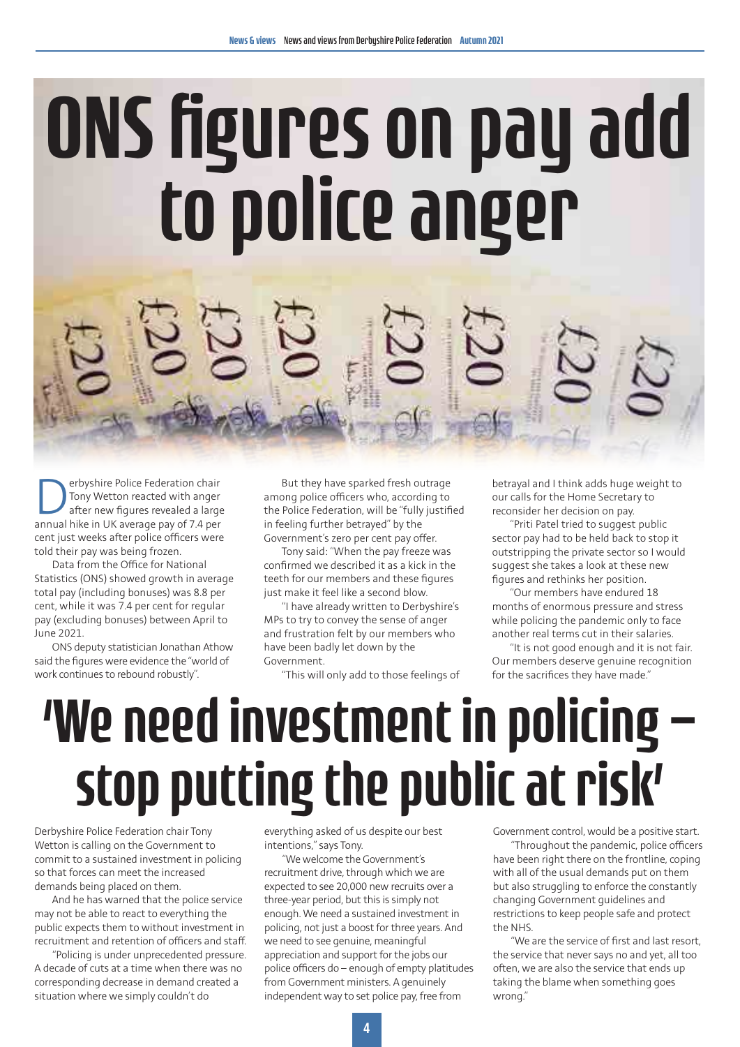# ONS figures on pay add to police anger

Derbyshire Police Federation chair Tony Wetton reacted with anger after new figures revealed a large annual hike in UK average pay of 7.4 per cent just weeks after police officers were told their pay was being frozen.

Data from the Office for National Statistics (ONS) showed growth in average total pay (including bonuses) was 8.8 per cent, while it was 7.4 per cent for regular pay (excluding bonuses) between April to June 2021.

ONS deputy statistician Jonathan Athow said the figures were evidence the "world of work continues to rebound robustly".

But they have sparked fresh outrage among police officers who, according to the Police Federation, will be "fully justified in feeling further betrayed" by the Government's zero per cent pay offer.

Tony said: "When the pay freeze was confirmed we described it as a kick in the teeth for our members and these figures just make it feel like a second blow.

"I have already written to Derbyshire's MPs to try to convey the sense of anger and frustration felt by our members who have been badly let down by the Government.

"This will only add to those feelings of betrayal and I think adds huge weight to our calls for the Home Secretary to reconsider her decision on pay.

"Priti Patel tried to suggest public sector pay had to be held back to stop it outstripping the private sector so I would suggest she takes a look at these new figures and rethinks her position.

"Our members have endured 18 months of enormous pressure and stress while policing the pandemic only to face another real terms cut in their salaries.

"It is not good enough and it is not fair. Our members deserve genuine recognition for the sacrifices they have made."

# 'We need investment in policing – stop putting the public at risk'

Derbyshire Police Federation chair Tony Wetton is calling on the Government to commit to a sustained investment in policing so that forces can meet the increased demands being placed on them.

And he has warned that the police service may not be able to react to everything the public expects them to without investment in recruitment and retention of officers and staff.

"Policing is under unprecedented pressure. A decade of cuts at a time when there was no corresponding decrease in demand created a situation where we simply couldn't do everything asked of us despite our best intentions," says Tony.

"We welcome the Government's recruitment drive, through which we are expected to see 20,000 new recruits over a three-year period, but this is simply not enough. We need a sustained investment in policing, not just a boost for three years. And we need to see genuine, meaningful appreciation and support for the jobs our police officers do – enough of empty platitudes from Government ministers. A genuinely independent way to set police pay, free from Government control, would be a positive start.

"Throughout the pandemic, police officers have been right there on the frontline, coping with all of the usual demands put on them but also struggling to enforce the constantly changing Government guidelines and restrictions to keep people safe and protect the NHS.

"We are the service of first and last resort, the service that never says no and yet, all too often, we are also the service that ends up taking the blame when something goes wrong."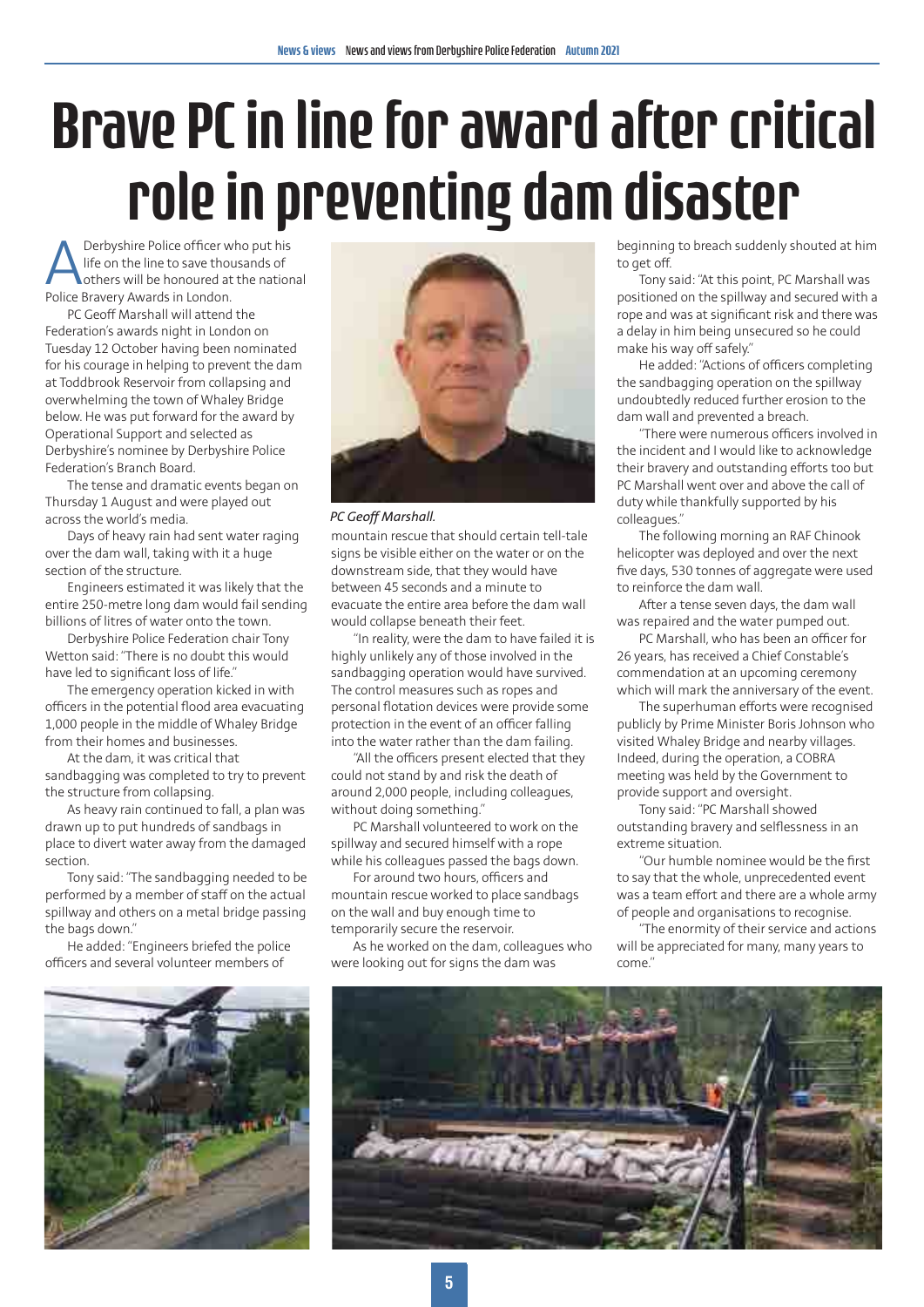# Brave PC in line for award after critical role in preventing dam disaster

A Derbyshire Police officer who put his life on the line to save thousands of others will be honoured at the national Police Bravery Awards in London.

PC Geoff Marshall will attend the Federation's awards night in London on Tuesday 12 October having been nominated for his courage in helping to prevent the dam at Toddbrook Reservoir from collapsing and overwhelming the town of Whaley Bridge below. He was put forward for the award by Operational Support and selected as Derbyshire's nominee by Derbyshire Police Federation's Branch Board.

The tense and dramatic events began on Thursday 1 August and were played out across the world's media.

Days of heavy rain had sent water raging over the dam wall, taking with it a huge section of the structure.

Engineers estimated it was likely that the entire 250-metre long dam would fail sending billions of litres of water onto the town.

Derbyshire Police Federation chair Tony Wetton said: "There is no doubt this would have led to significant loss of life."

The emergency operation kicked in with officers in the potential flood area evacuating 1,000 people in the middle of Whaley Bridge from their homes and businesses.

At the dam, it was critical that sandbagging was completed to try to prevent the structure from collapsing.

As heavy rain continued to fall, a plan was drawn up to put hundreds of sandbags in place to divert water away from the damaged section.

Tony said: "The sandbagging needed to be performed by a member of staff on the actual spillway and others on a metal bridge passing the bags down."

He added: "Engineers briefed the police officers and several volunteer members of mountain rescue that should certain tell-tale signs be visible either on the water or on the downstream side, that they would have between 45 seconds and a minute to evacuate the entire area before the dam wall would collapse beneath their feet.

*PC Geoff Marshall.*

"In reality, were the dam to have failed it is highly unlikely any of those involved in the sandbagging operation would have survived. The control measures such as ropes and personal flotation devices were provide some protection in the event of an officer falling into the water rather than the dam failing.

"All the officers present elected that they could not stand by and risk the death of around 2,000 people, including colleagues, without doing something."

PC Marshall volunteered to work on the spillway and secured himself with a rope while his colleagues passed the bags down.

For around two hours, officers and mountain rescue worked to place sandbags on the wall and buy enough time to temporarily secure the reservoir.

As he worked on the dam, colleagues who were looking out for signs the dam was beginning to breach suddenly shouted at him to get off.

Tony said: "At this point, PC Marshall was positioned on the spillway and secured with a rope and was at significant risk and there was a delay in him being unsecured so he could make his way off safely."

He added: "Actions of officers completing the sandbagging operation on the spillway undoubtedly reduced further erosion to the dam wall and prevented a breach.

"There were numerous officers involved in the incident and I would like to acknowledge their bravery and outstanding efforts too but PC Marshall went over and above the call of duty while thankfully supported by his colleagues."

The following morning an RAF Chinook helicopter was deployed and over the next five days, 530 tonnes of aggregate were used to reinforce the dam wall.

After a tense seven days, the dam wall was repaired and the water pumped out.

PC Marshall, who has been an officer for 26 years, has received a Chief Constable's commendation at an upcoming ceremony which will mark the anniversary of the event.

The superhuman efforts were recognised publicly by Prime Minister Boris Johnson who visited Whaley Bridge and nearby villages. Indeed, during the operation, a COBRA meeting was held by the Government to provide support and oversight.

Tony said: "PC Marshall showed outstanding bravery and selflessness in an extreme situation.

"Our humble nominee would be the first to say that the whole, unprecedented event was a team effort and there are a whole army of people and organisations to recognise.

"The enormity of their service and actions will be appreciated for many, many years to come."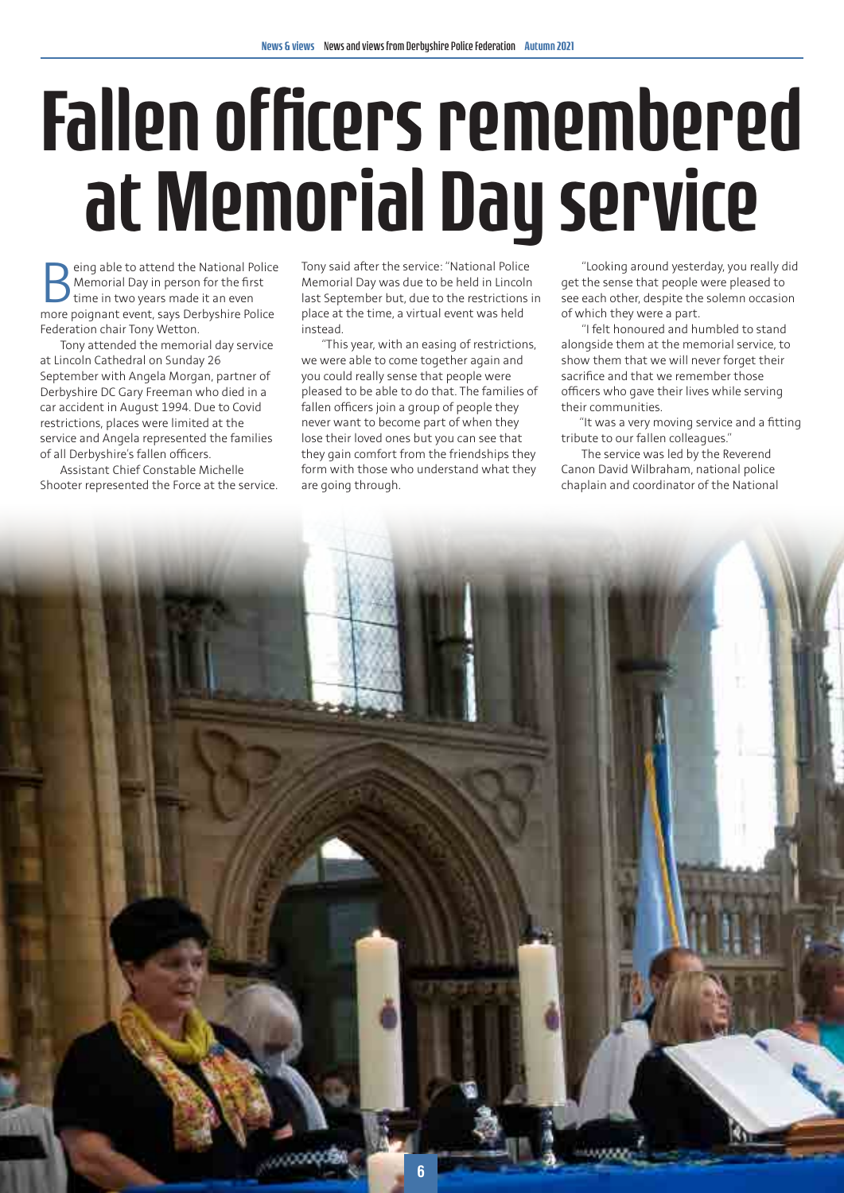# Fallen officers remembered at Memorial Day service

Being able to attend the National Police Memorial Day in person for the first time in two years made it an even more poignant event, says Derbyshire Police Federation chair Tony Wetton.

Tony attended the memorial day service at Lincoln Cathedral on Sunday 26 September with Angela Morgan, partner of Derbyshire DC Gary Freeman who died in a car accident in August 1994. Due to Covid restrictions, places were limited at the service and Angela represented the families of all Derbyshire's fallen officers.

Assistant Chief Constable Michelle Shooter represented the Force at the service.

Tony said after the service: "National Police Memorial Day was due to be held in Lincoln last September but, due to the restrictions in place at the time, a virtual event was held instead.

"This year, with an easing of restrictions, we were able to come together again and you could really sense that people were pleased to be able to do that. The families of fallen officers join a group of people they never want to become part of when they lose their loved ones but you can see that they gain comfort from the friendships they form with those who understand what they are going through.

"Looking around yesterday, you really did get the sense that people were pleased to see each other, despite the solemn occasion of which they were a part.

"I felt honoured and humbled to stand alongside them at the memorial service, to show them that we will never forget their sacrifice and that we remember those officers who gave their lives while serving their communities.

"It was a very moving service and a fitting tribute to our fallen colleagues."

The service was led by the Reverend Canon David Wilbraham, national police chaplain and coordinator of the National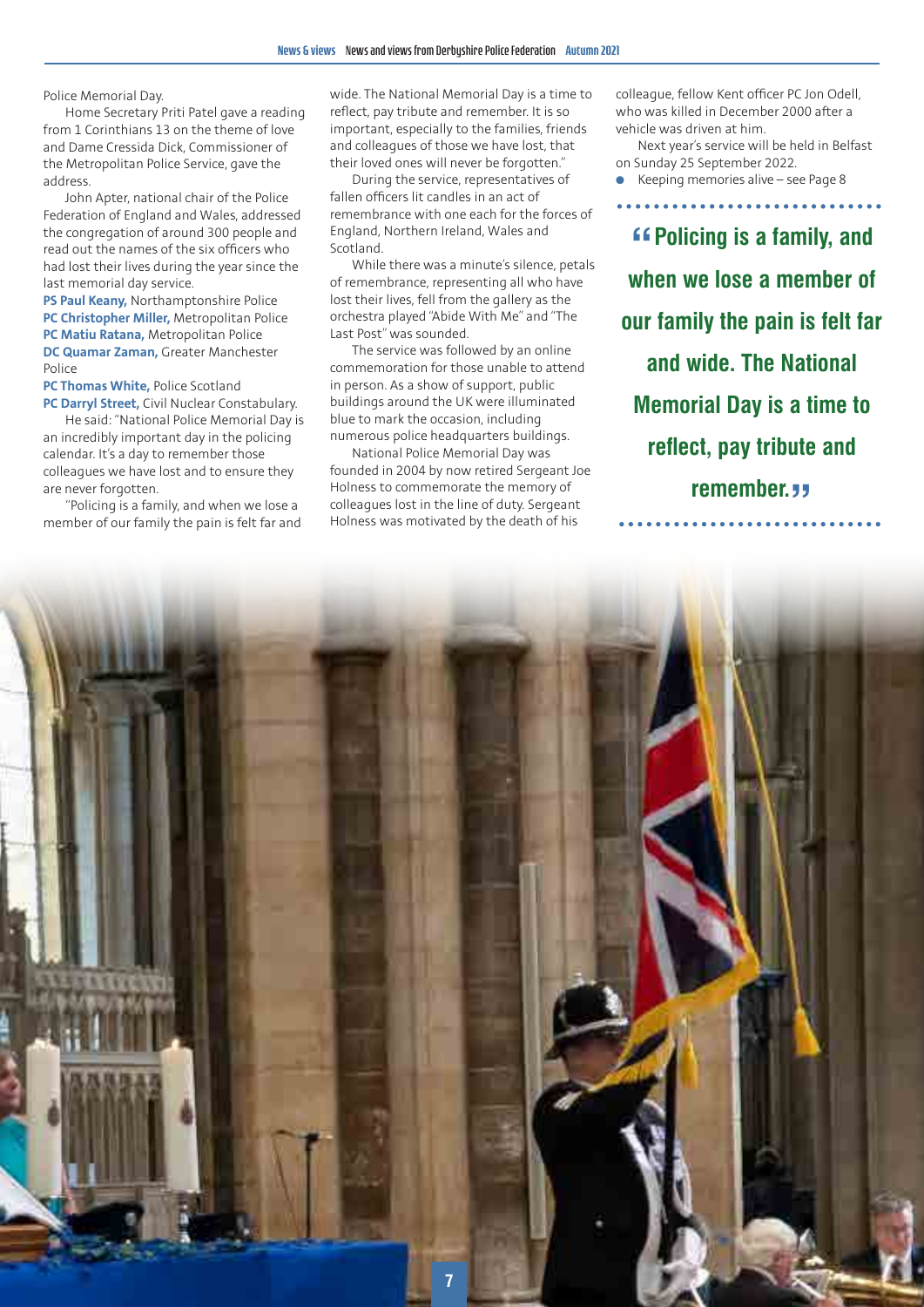Police Memorial Day.

Home Secretary Priti Patel gave a reading from 1 Corinthians 13 on the theme of love and Dame Cressida Dick, Commissioner of the Metropolitan Police Service, gave the address.

John Apter, national chair of the Police Federation of England and Wales, addressed the congregation of around 300 people and read out the names of the six officers who had lost their lives during the year since the last memorial day service.

**PS Paul Keany,** Northamptonshire Police
**PC Christopher Miller,** Metropolitan Police
**PC Matiu Ratana,** Metropolitan Police
**DC Quamar Zaman,** Greater Manchester Police
**PC Thomas White,** Police Scotland
**PC Darryl Street,** Civil Nuclear Constabulary.

He said: "National Police Memorial Day is an incredibly important day in the policing calendar. It's a day to remember those colleagues we have lost and to ensure they are never forgotten.

"Policing is a family, and when we lose a member of our family the pain is felt far and wide. The National Memorial Day is a time to reflect, pay tribute and remember. It is so important, especially to the families, friends and colleagues of those we have lost, that their loved ones will never be forgotten."

During the service, representatives of fallen officers lit candles in an act of remembrance with one each for the forces of England, Northern Ireland, Wales and Scotland.

While there was a minute's silence, petals of remembrance, representing all who have lost their lives, fell from the gallery as the orchestra played "Abide With Me" and "The Last Post" was sounded.

The service was followed by an online commemoration for those unable to attend in person. As a show of support, public buildings around the UK were illuminated blue to mark the occasion, including numerous police headquarters buildings.

National Police Memorial Day was founded in 2004 by now retired Sergeant Joe Holness to commemorate the memory of colleagues lost in the line of duty. Sergeant Holness was motivated by the death of his colleague, fellow Kent officer PC Jon Odell, who was killed in December 2000 after a vehicle was driven at him.

Next year's service will be held in Belfast on Sunday 25 September 2022.

- Keeping memories alive – see Page 8

> **"Policing is a family, and when we lose a member of our family the pain is felt far and wide. The National Memorial Day is a time to reflect, pay tribute and remember."**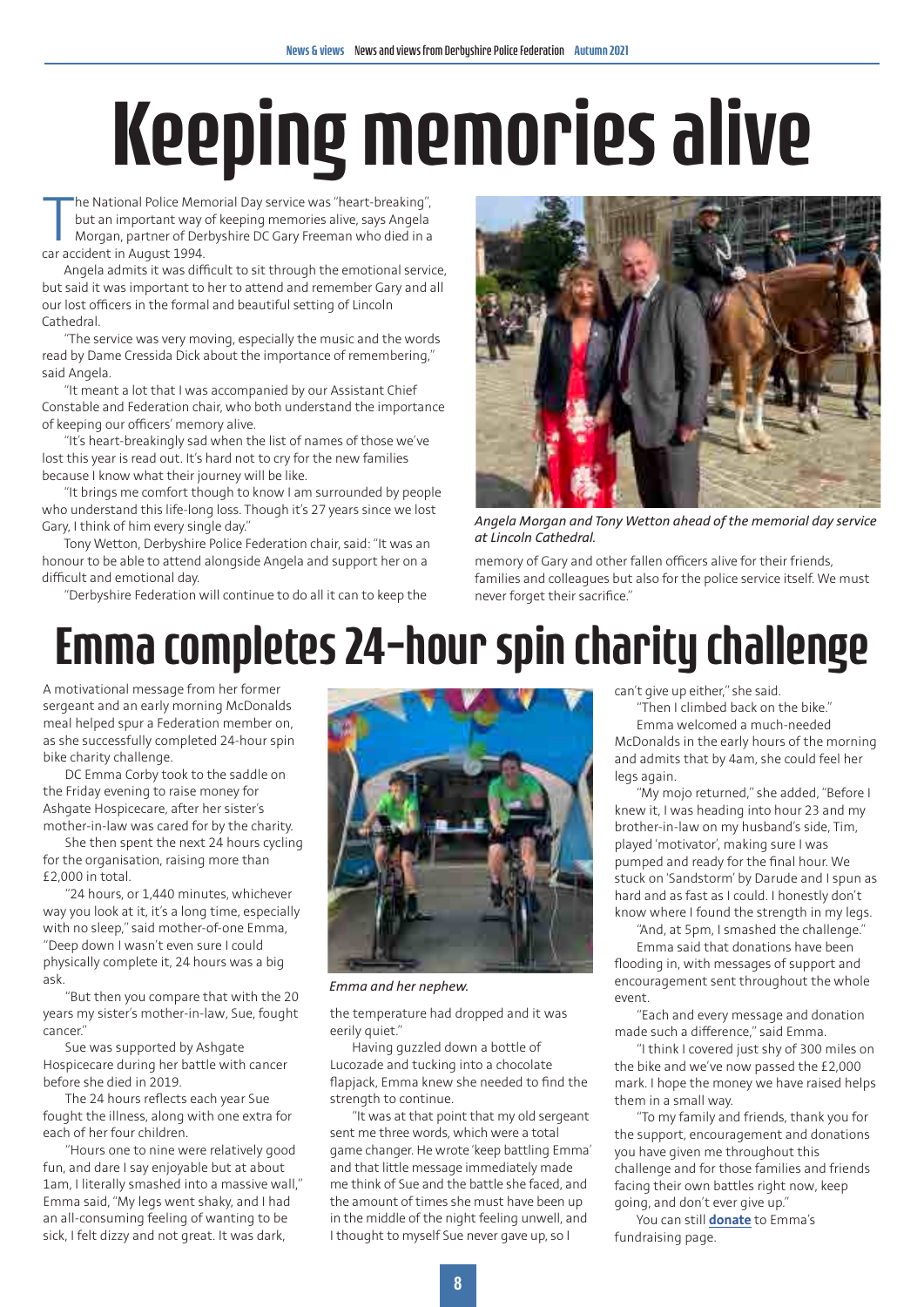# Keeping memories alive

The National Police Memorial Day service was "heart-breaking", but an important way of keeping memories alive, says Angela Morgan, partner of Derbyshire DC Gary Freeman who died in a car accident in August 1994.

Angela admits it was difficult to sit through the emotional service, but said it was important to her to attend and remember Gary and all our lost officers in the formal and beautiful setting of Lincoln Cathedral.

"The service was very moving, especially the music and the words read by Dame Cressida Dick about the importance of remembering," said Angela.

"It meant a lot that I was accompanied by our Assistant Chief Constable and Federation chair, who both understand the importance of keeping our officers' memory alive.

"It's heart-breakingly sad when the list of names of those we've lost this year is read out. It's hard not to cry for the new families because I know what their journey will be like.

"It brings me comfort though to know I am surrounded by people who understand this life-long loss. Though it's 27 years since we lost Gary, I think of him every single day."

Tony Wetton, Derbyshire Police Federation chair, said: "It was an honour to be able to attend alongside Angela and support her on a difficult and emotional day.

"Derbyshire Federation will continue to do all it can to keep the memory of Gary and other fallen officers alive for their friends, families and colleagues but also for the police service itself. We must never forget their sacrifice."

*Angela Morgan and Tony Wetton ahead of the memorial day service at Lincoln Cathedral.*

# Emma completes 24-hour spin charity challenge

A motivational message from her former sergeant and an early morning McDonalds meal helped spur a Federation member on, as she successfully completed 24-hour spin bike charity challenge.

DC Emma Corby took to the saddle on the Friday evening to raise money for Ashgate Hospicecare, after her sister's mother-in-law was cared for by the charity.

She then spent the next 24 hours cycling for the organisation, raising more than £2,000 in total.

"24 hours, or 1,440 minutes, whichever way you look at it, it's a long time, especially with no sleep," said mother-of-one Emma, "Deep down I wasn't even sure I could physically complete it, 24 hours was a big ask.

"But then you compare that with the 20 years my sister's mother-in-law, Sue, fought cancer."

Sue was supported by Ashgate Hospicecare during her battle with cancer before she died in 2019.

The 24 hours reflects each year Sue fought the illness, along with one extra for each of her four children.

"Hours one to nine were relatively good fun, and dare I say enjoyable but at about 1am, I literally smashed into a massive wall," Emma said, "My legs went shaky, and I had an all-consuming feeling of wanting to be sick, I felt dizzy and not great. It was dark, the temperature had dropped and it was eerily quiet."

*Emma and her nephew.*

Having guzzled down a bottle of Lucozade and tucking into a chocolate flapjack, Emma knew she needed to find the strength to continue.

"It was at that point that my old sergeant sent me three words, which were a total game changer. He wrote 'keep battling Emma' and that little message immediately made me think of Sue and the battle she faced, and the amount of times she must have been up in the middle of the night feeling unwell, and I thought to myself Sue never gave up, so I can't give up either," she said.

"Then I climbed back on the bike."

Emma welcomed a much-needed McDonalds in the early hours of the morning and admits that by 4am, she could feel her legs again.

"My mojo returned," she added, "Before I knew it, I was heading into hour 23 and my brother-in-law on my husband's side, Tim, played 'motivator', making sure I was pumped and ready for the final hour. We stuck on 'Sandstorm' by Darude and I spun as hard and as fast as I could. I honestly don't know where I found the strength in my legs.

"And, at 5pm, I smashed the challenge."

Emma said that donations have been flooding in, with messages of support and encouragement sent throughout the whole event.

"Each and every message and donation made such a difference," said Emma.

"I think I covered just shy of 300 miles on the bike and we've now passed the £2,000 mark. I hope the money we have raised helps them in a small way.

"To my family and friends, thank you for the support, encouragement and donations you have given me throughout this challenge and for those families and friends facing their own battles right now, keep going, and don't ever give up."

You can still **donate** to Emma's fundraising page.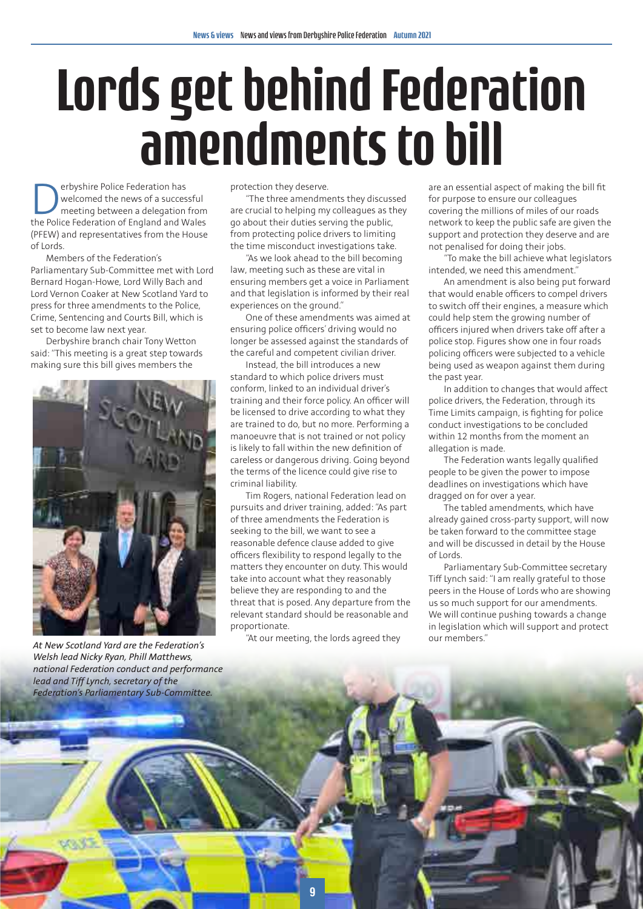# Lords get behind Federation amendments to bill

Derbyshire Police Federation has welcomed the news of a successful meeting between a delegation from the Police Federation of England and Wales (PFEW) and representatives from the House of Lords.

Members of the Federation's Parliamentary Sub-Committee met with Lord Bernard Hogan-Howe, Lord Willy Bach and Lord Vernon Coaker at New Scotland Yard to press for three amendments to the Police, Crime, Sentencing and Courts Bill, which is set to become law next year.

Derbyshire branch chair Tony Wetton said: "This meeting is a great step towards making sure this bill gives members the protection they deserve.

"The three amendments they discussed are crucial to helping my colleagues as they go about their duties serving the public, from protecting police drivers to limiting the time misconduct investigations take.

"As we look ahead to the bill becoming law, meeting such as these are vital in ensuring members get a voice in Parliament and that legislation is informed by their real experiences on the ground."

One of these amendments was aimed at ensuring police officers' driving would no longer be assessed against the standards of the careful and competent civilian driver.

Instead, the bill introduces a new standard to which police drivers must conform, linked to an individual driver's training and their force policy. An officer will be licensed to drive according to what they are trained to do, but no more. Performing a manoeuvre that is not trained or not policy is likely to fall within the new definition of careless or dangerous driving. Going beyond the terms of the licence could give rise to criminal liability.

Tim Rogers, national Federation lead on pursuits and driver training, added: "As part of three amendments the Federation is seeking to the bill, we want to see a reasonable defence clause added to give officers flexibility to respond legally to the matters they encounter on duty. This would take into account what they reasonably believe they are responding to and the threat that is posed. Any departure from the relevant standard should be reasonable and proportionate.

"At our meeting, the lords agreed they are an essential aspect of making the bill fit for purpose to ensure our colleagues covering the millions of miles of our roads network to keep the public safe are given the support and protection they deserve and are not penalised for doing their jobs.

"To make the bill achieve what legislators intended, we need this amendment."

An amendment is also being put forward that would enable officers to compel drivers to switch off their engines, a measure which could help stem the growing number of officers injured when drivers take off after a police stop. Figures show one in four roads policing officers were subjected to a vehicle being used as weapon against them during the past year.

In addition to changes that would affect police drivers, the Federation, through its Time Limits campaign, is fighting for police conduct investigations to be concluded within 12 months from the moment an allegation is made.

The Federation wants legally qualified people to be given the power to impose deadlines on investigations which have dragged on for over a year.

The tabled amendments, which have already gained cross-party support, will now be taken forward to the committee stage and will be discussed in detail by the House of Lords.

Parliamentary Sub-Committee secretary Tiff Lynch said: "I am really grateful to those peers in the House of Lords who are showing us so much support for our amendments. We will continue pushing towards a change in legislation which will support and protect our members."

*At New Scotland Yard are the Federation's Welsh lead Nicky Ryan, Phill Matthews, national Federation conduct and performance lead and Tiff Lynch, secretary of the Federation's Parliamentary Sub-Committee.*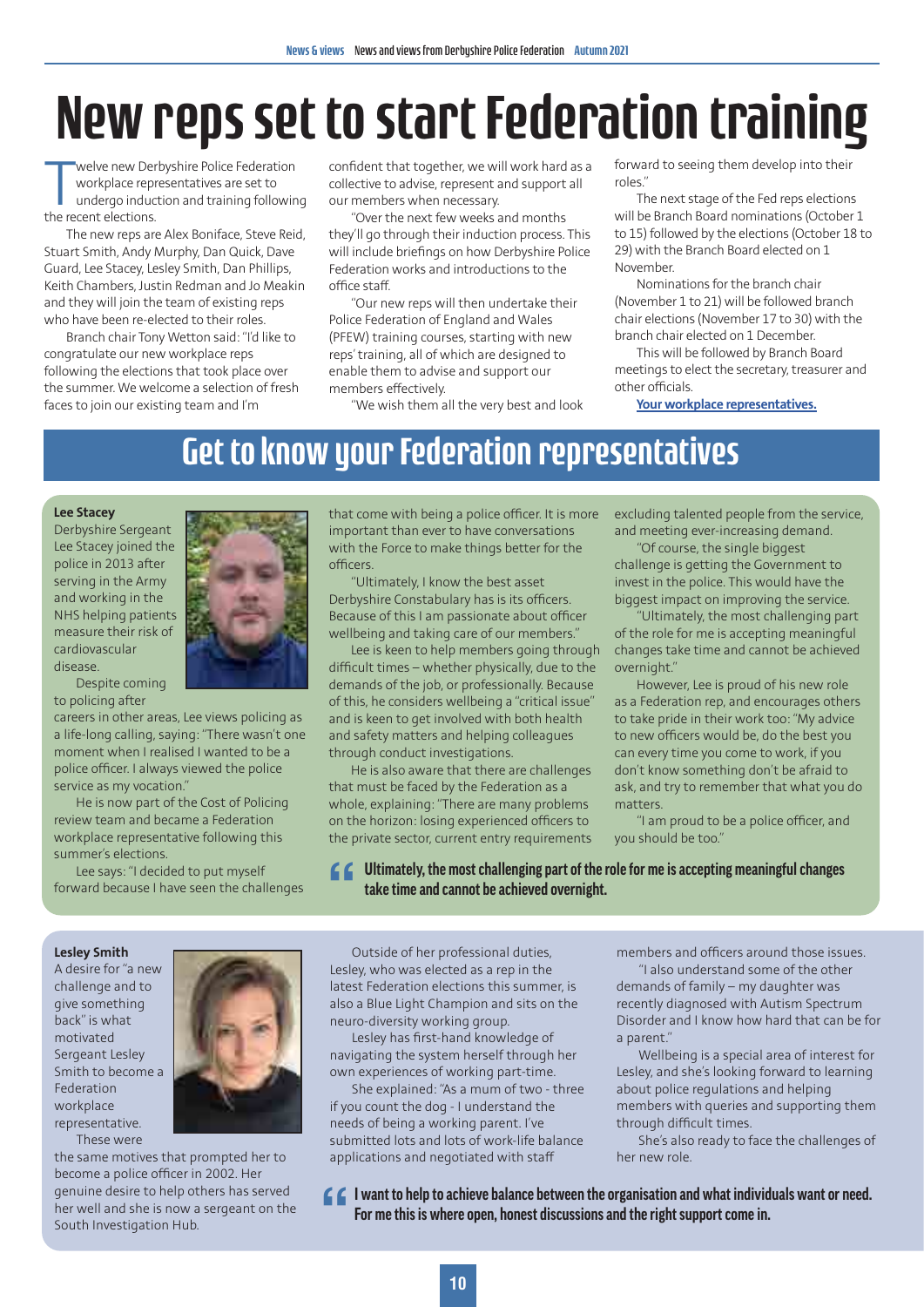# New reps set to start Federation training

Twelve new Derbyshire Police Federation workplace representatives are set to undergo induction and training following the recent elections.

The new reps are Alex Boniface, Steve Reid, Stuart Smith, Andy Murphy, Dan Quick, Dave Guard, Lee Stacey, Lesley Smith, Dan Phillips, Keith Chambers, Justin Redman and Jo Meakin and they will join the team of existing reps who have been re-elected to their roles.

Branch chair Tony Wetton said: "I'd like to congratulate our new workplace reps following the elections that took place over the summer. We welcome a selection of fresh faces to join our existing team and I'm confident that together, we will work hard as a collective to advise, represent and support all our members when necessary.

"Over the next few weeks and months they'll go through their induction process. This will include briefings on how Derbyshire Police Federation works and introductions to the office staff.

"Our new reps will then undertake their Police Federation of England and Wales (PFEW) training courses, starting with new reps' training, all of which are designed to enable them to advise and support our members effectively.

"We wish them all the very best and look forward to seeing them develop into their roles."

The next stage of the Fed reps elections will be Branch Board nominations (October 1 to 15) followed by the elections (October 18 to 29) with the Branch Board elected on 1 November.

Nominations for the branch chair (November 1 to 21) will be followed branch chair elections (November 17 to 30) with the branch chair elected on 1 December.

This will be followed by Branch Board meetings to elect the secretary, treasurer and other officials.

**Your workplace representatives.**

## Get to know your Federation representatives

### Lee Stacey

Derbyshire Sergeant Lee Stacey joined the police in 2013 after serving in the Army and working in the NHS helping patients measure their risk of cardiovascular disease.

Despite coming to policing after careers in other areas, Lee views policing as a life-long calling, saying: "There wasn't one moment when I realised I wanted to be a police officer. I always viewed the police service as my vocation."

He is now part of the Cost of Policing review team and became a Federation workplace representative following this summer's elections.

Lee says: "I decided to put myself forward because I have seen the challenges that come with being a police officer. It is more important than ever to have conversations with the Force to make things better for the officers.

"Ultimately, I know the best asset Derbyshire Constabulary has is its officers. Because of this I am passionate about officer wellbeing and taking care of our members."

Lee is keen to help members going through difficult times – whether physically, due to the demands of the job, or professionally. Because of this, he considers wellbeing a "critical issue" and is keen to get involved with both health and safety matters and helping colleagues through conduct investigations.

He is also aware that there are challenges that must be faced by the Federation as a whole, explaining: "There are many problems on the horizon: losing experienced officers to the private sector, current entry requirements excluding talented people from the service, and meeting ever-increasing demand.

"Of course, the single biggest challenge is getting the Government to invest in the police. This would have the biggest impact on improving the service.

"Ultimately, the most challenging part of the role for me is accepting meaningful changes take time and cannot be achieved overnight."

However, Lee is proud of his new role as a Federation rep, and encourages others to take pride in their work too: "My advice to new officers would be, do the best you can every time you come to work, if you don't know something don't be afraid to ask, and try to remember that what you do matters.

"I am proud to be a police officer, and you should be too."

> **"Ultimately, the most challenging part of the role for me is accepting meaningful changes take time and cannot be achieved overnight.**

### Lesley Smith

A desire for "a new challenge and to give something back" is what motivated Sergeant Lesley Smith to become a Federation workplace representative.

These were the same motives that prompted her to become a police officer in 2002. Her genuine desire to help others has served her well and she is now a sergeant on the South Investigation Hub.

Outside of her professional duties, Lesley, who was elected as a rep in the latest Federation elections this summer, is also a Blue Light Champion and sits on the neuro-diversity working group.

Lesley has first-hand knowledge of navigating the system herself through her own experiences of working part-time.

She explained: "As a mum of two - three if you count the dog - I understand the needs of being a working parent. I've submitted lots and lots of work-life balance applications and negotiated with staff members and officers around those issues.

"I also understand some of the other demands of family – my daughter was recently diagnosed with Autism Spectrum Disorder and I know how hard that can be for a parent."

Wellbeing is a special area of interest for Lesley, and she's looking forward to learning about police regulations and helping members with queries and supporting them through difficult times.

She's also ready to face the challenges of her new role.

> **"I want to help to achieve balance between the organisation and what individuals want or need. For me this is where open, honest discussions and the right support come in.**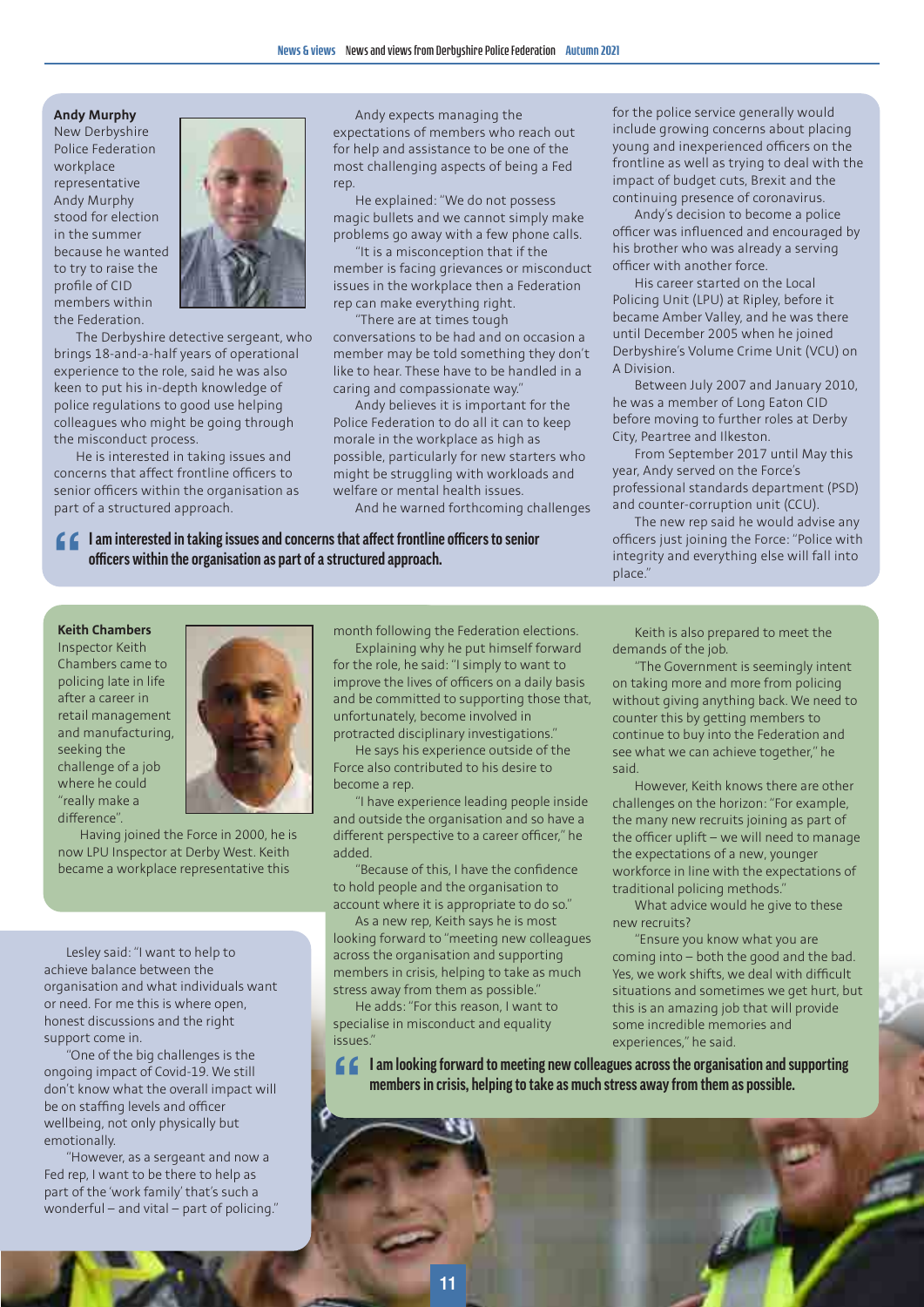**Andy Murphy**

New Derbyshire Police Federation workplace representative Andy Murphy stood for election in the summer because he wanted to try to raise the profile of CID members within the Federation.

The Derbyshire detective sergeant, who brings 18-and-a-half years of operational experience to the role, said he was also keen to put his in-depth knowledge of police regulations to good use helping colleagues who might be going through the misconduct process.

He is interested in taking issues and concerns that affect frontline officers to senior officers within the organisation as part of a structured approach.

Andy expects managing the expectations of members who reach out for help and assistance to be one of the most challenging aspects of being a Fed rep.

He explained: "We do not possess magic bullets and we cannot simply make problems go away with a few phone calls.

"It is a misconception that if the member is facing grievances or misconduct issues in the workplace then a Federation rep can make everything right.

"There are at times tough conversations to be had and on occasion a member may be told something they don't like to hear. These have to be handled in a caring and compassionate way."

Andy believes it is important for the Police Federation to do all it can to keep morale in the workplace as high as possible, particularly for new starters who might be struggling with workloads and welfare or mental health issues.

And he warned forthcoming challenges for the police service generally would include growing concerns about placing young and inexperienced officers on the frontline as well as trying to deal with the impact of budget cuts, Brexit and the continuing presence of coronavirus.

Andy's decision to become a police officer was influenced and encouraged by his brother who was already a serving officer with another force.

His career started on the Local Policing Unit (LPU) at Ripley, before it became Amber Valley, and he was there until December 2005 when he joined Derbyshire's Volume Crime Unit (VCU) on A Division.

Between July 2007 and January 2010, he was a member of Long Eaton CID before moving to further roles at Derby City, Peartree and Ilkeston.

From September 2017 until May this year, Andy served on the Force's professional standards department (PSD) and counter-corruption unit (CCU).

The new rep said he would advise any officers just joining the Force: "Police with integrity and everything else will fall into place."

> **I am interested in taking issues and concerns that affect frontline officers to senior officers within the organisation as part of a structured approach.**

**Keith Chambers**

Inspector Keith Chambers came to policing late in life after a career in retail management and manufacturing, seeking the challenge of a job where he could "really make a difference".

Having joined the Force in 2000, he is now LPU Inspector at Derby West. Keith became a workplace representative this month following the Federation elections.

Explaining why he put himself forward for the role, he said: "I simply to want to improve the lives of officers on a daily basis and be committed to supporting those that, unfortunately, become involved in protracted disciplinary investigations."

He says his experience outside of the Force also contributed to his desire to become a rep.

"I have experience leading people inside and outside the organisation and so have a different perspective to a career officer," he added.

"Because of this, I have the confidence to hold people and the organisation to account where it is appropriate to do so."

As a new rep, Keith says he is most looking forward to "meeting new colleagues across the organisation and supporting members in crisis, helping to take as much stress away from them as possible."

He adds: "For this reason, I want to specialise in misconduct and equality issues."

Keith is also prepared to meet the demands of the job.

"The Government is seemingly intent on taking more and more from policing without giving anything back. We need to counter this by getting members to continue to buy into the Federation and see what we can achieve together," he said.

However, Keith knows there are other challenges on the horizon: "For example, the many new recruits joining as part of the officer uplift – we will need to manage the expectations of a new, younger workforce in line with the expectations of traditional policing methods."

What advice would he give to these new recruits?

"Ensure you know what you are coming into – both the good and the bad. Yes, we work shifts, we deal with difficult situations and sometimes we get hurt, but this is an amazing job that will provide some incredible memories and experiences," he said.

> **I am looking forward to meeting new colleagues across the organisation and supporting members in crisis, helping to take as much stress away from them as possible.**

Lesley said: "I want to help to achieve balance between the organisation and what individuals want or need. For me this is where open, honest discussions and the right support come in.

"One of the big challenges is the ongoing impact of Covid-19. We still don't know what the overall impact will be on staffing levels and officer wellbeing, not only physically but emotionally.

"However, as a sergeant and now a Fed rep, I want to be there to help as part of the 'work family' that's such a wonderful – and vital – part of policing."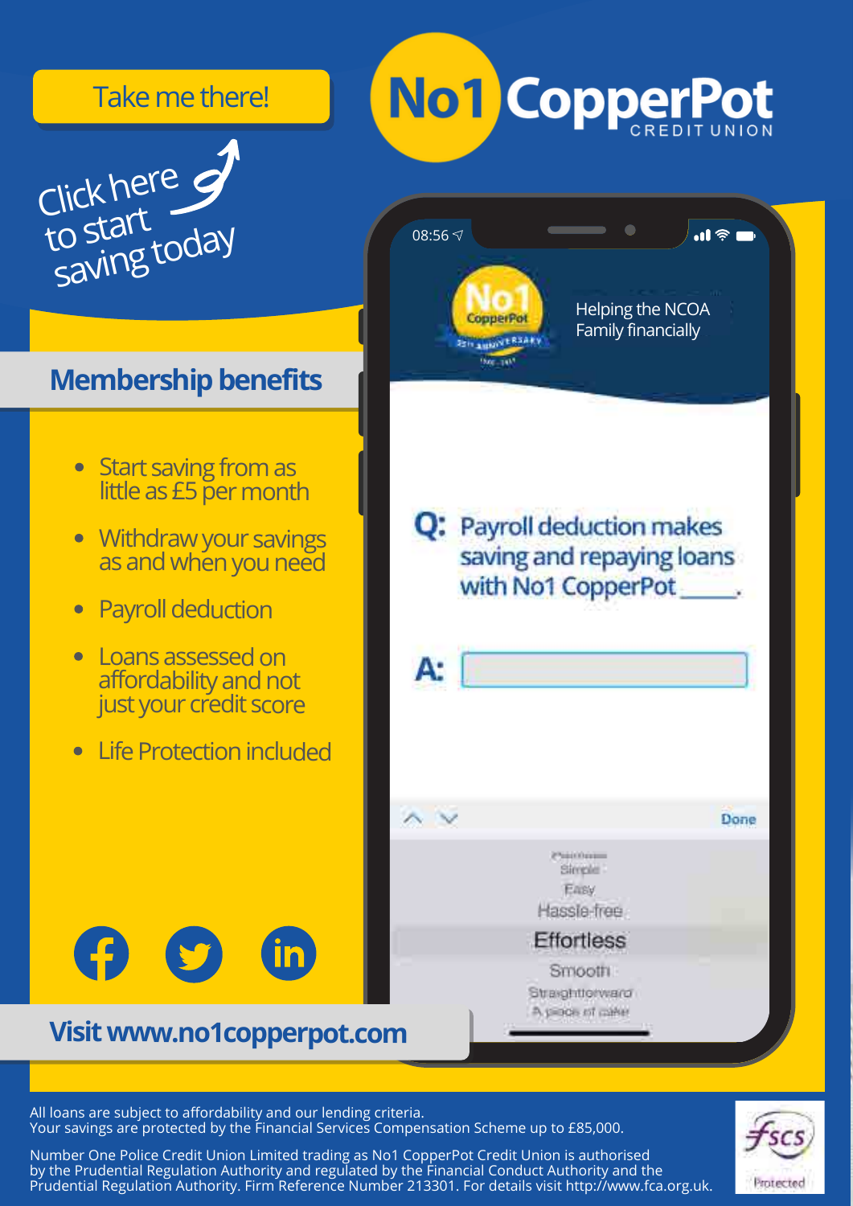Take me there!

# No1 CopperPot CREDIT UNION

Click here to start saving today

## Membership benefits

- Start saving from as little as £5 per month
- Withdraw your savings as and when you need
- Payroll deduction
- Loans assessed on affordability and not just your credit score
- Life Protection included

08:56

Helping the NCOA Family financially

**Q:** Payroll deduction makes saving and repaying loans with No1 CopperPot _____.

**A:**

Done

Simple
Easy
Hassle-free
Effortless
Smooth
Straightforward
A piece of cake

**Visit www.no1copperpot.com**

All loans are subject to affordability and our lending criteria.
Your savings are protected by the Financial Services Compensation Scheme up to £85,000.

Number One Police Credit Union Limited trading as No1 CopperPot Credit Union is authorised by the Prudential Regulation Authority and regulated by the Financial Conduct Authority and the Prudential Regulation Authority. Firm Reference Number 213301. For details visit http://www.fca.org.uk.

fscs Protected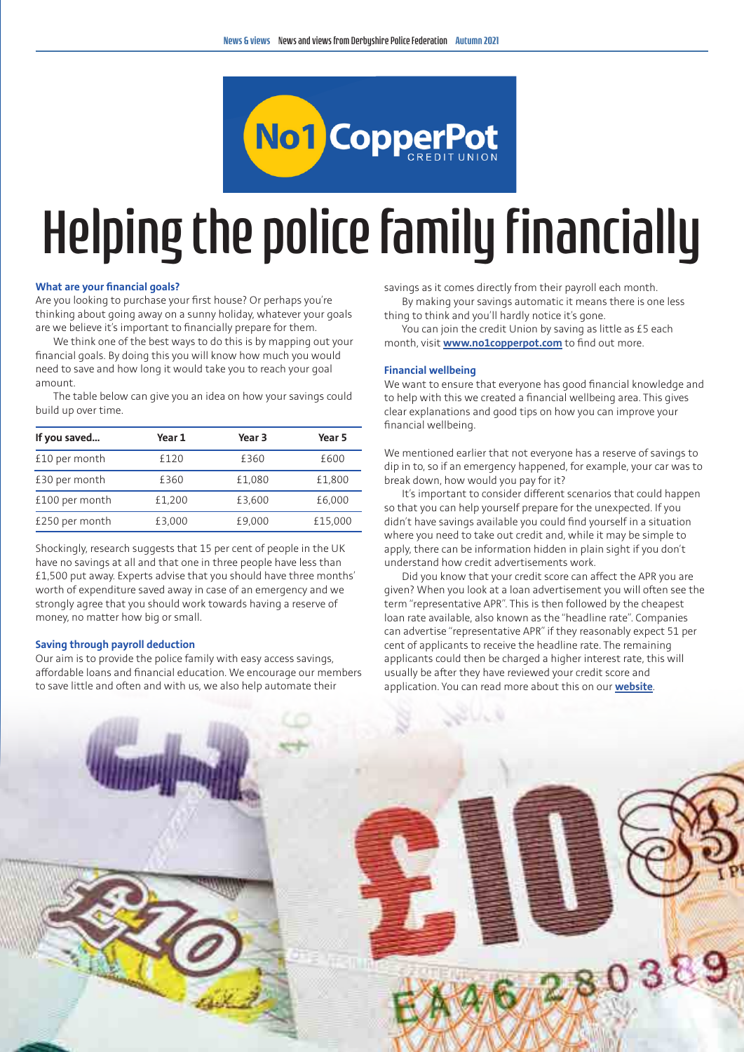No1 CopperPot CREDIT UNION

# Helping the police family financially

### What are your financial goals?

Are you looking to purchase your first house? Or perhaps you're thinking about going away on a sunny holiday, whatever your goals are we believe it's important to financially prepare for them.

We think one of the best ways to do this is by mapping out your financial goals. By doing this you will know how much you would need to save and how long it would take you to reach your goal amount.

The table below can give you an idea on how your savings could build up over time.

| If you saved... | Year 1 | Year 3 | Year 5 |
|---|---|---|---|
| £10 per month | £120 | £360 | £600 |
| £30 per month | £360 | £1,080 | £1,800 |
| £100 per month | £1,200 | £3,600 | £6,000 |
| £250 per month | £3,000 | £9,000 | £15,000 |

Shockingly, research suggests that 15 per cent of people in the UK have no savings at all and that one in three people have less than £1,500 put away. Experts advise that you should have three months' worth of expenditure saved away in case of an emergency and we strongly agree that you should work towards having a reserve of money, no matter how big or small.

### Saving through payroll deduction

Our aim is to provide the police family with easy access savings, affordable loans and financial education. We encourage our members to save little and often and with us, we also help automate their savings as it comes directly from their payroll each month.

By making your savings automatic it means there is one less thing to think and you'll hardly notice it's gone.

You can join the credit Union by saving as little as £5 each month, visit **www.no1copperpot.com** to find out more.

### Financial wellbeing

We want to ensure that everyone has good financial knowledge and to help with this we created a financial wellbeing area. This gives clear explanations and good tips on how you can improve your financial wellbeing.

We mentioned earlier that not everyone has a reserve of savings to dip in to, so if an emergency happened, for example, your car was to break down, how would you pay for it?

It's important to consider different scenarios that could happen so that you can help yourself prepare for the unexpected. If you didn't have savings available you could find yourself in a situation where you need to take out credit and, while it may be simple to apply, there can be information hidden in plain sight if you don't understand how credit advertisements work.

Did you know that your credit score can affect the APR you are given? When you look at a loan advertisement you will often see the term "representative APR". This is then followed by the cheapest loan rate available, also known as the "headline rate". Companies can advertise "representative APR" if they reasonably expect 51 per cent of applicants to receive the headline rate. The remaining applicants could then be charged a higher interest rate, this will usually be after they have reviewed your credit score and application. You can read more about this on our **website**.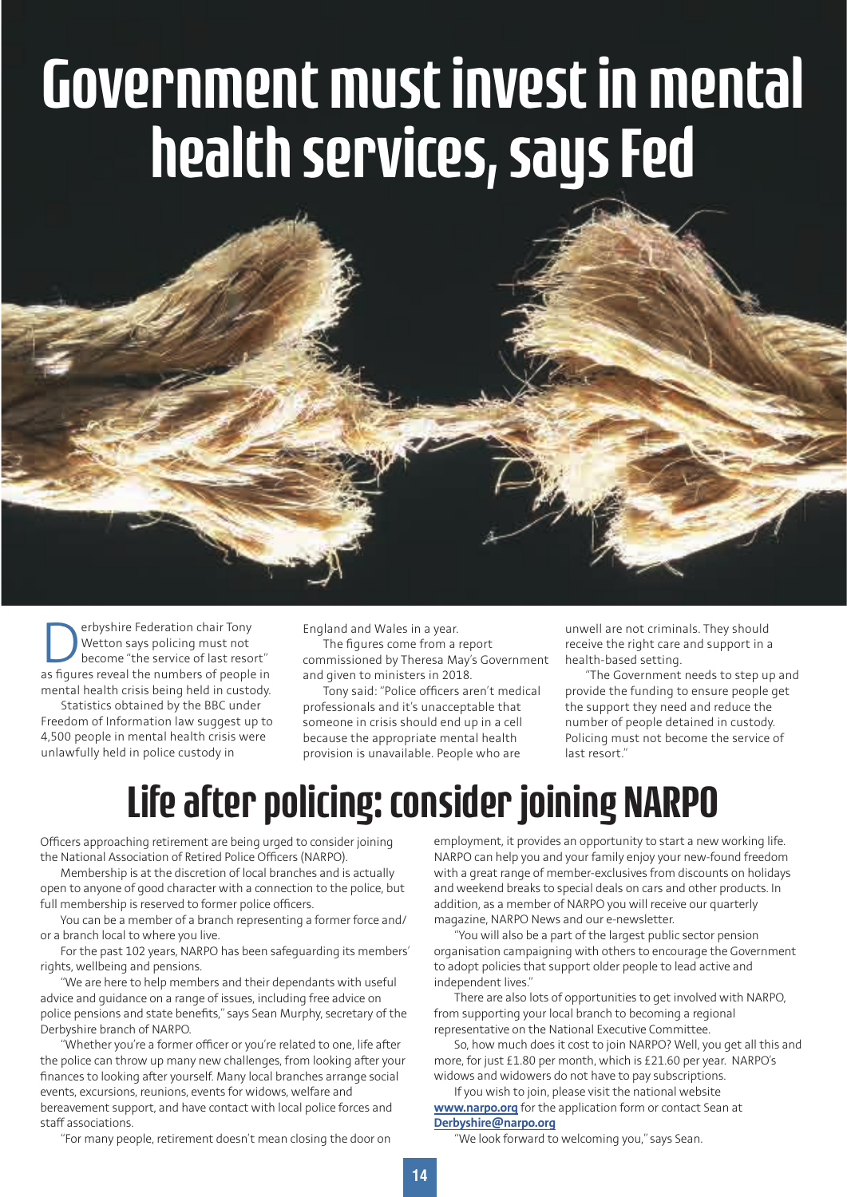# Government must invest in mental health services, says Fed

Derbyshire Federation chair Tony Wetton says policing must not become "the service of last resort" as figures reveal the numbers of people in mental health crisis being held in custody.

Statistics obtained by the BBC under Freedom of Information law suggest up to 4,500 people in mental health crisis were unlawfully held in police custody in England and Wales in a year.

The figures come from a report commissioned by Theresa May's Government and given to ministers in 2018.

Tony said: "Police officers aren't medical professionals and it's unacceptable that someone in crisis should end up in a cell because the appropriate mental health provision is unavailable. People who are unwell are not criminals. They should receive the right care and support in a health-based setting.

"The Government needs to step up and provide the funding to ensure people get the support they need and reduce the number of people detained in custody. Policing must not become the service of last resort."

# Life after policing: consider joining NARPO

Officers approaching retirement are being urged to consider joining the National Association of Retired Police Officers (NARPO).

Membership is at the discretion of local branches and is actually open to anyone of good character with a connection to the police, but full membership is reserved to former police officers.

You can be a member of a branch representing a former force and/or a branch local to where you live.

For the past 102 years, NARPO has been safeguarding its members' rights, wellbeing and pensions.

"We are here to help members and their dependants with useful advice and guidance on a range of issues, including free advice on police pensions and state benefits," says Sean Murphy, secretary of the Derbyshire branch of NARPO.

"Whether you're a former officer or you're related to one, life after the police can throw up many new challenges, from looking after your finances to looking after yourself. Many local branches arrange social events, excursions, reunions, events for widows, welfare and bereavement support, and have contact with local police forces and staff associations.

"For many people, retirement doesn't mean closing the door on employment, it provides an opportunity to start a new working life. NARPO can help you and your family enjoy your new-found freedom with a great range of member-exclusives from discounts on holidays and weekend breaks to special deals on cars and other products. In addition, as a member of NARPO you will receive our quarterly magazine, NARPO News and our e-newsletter.

"You will also be a part of the largest public sector pension organisation campaigning with others to encourage the Government to adopt policies that support older people to lead active and independent lives."

There are also lots of opportunities to get involved with NARPO, from supporting your local branch to becoming a regional representative on the National Executive Committee.

So, how much does it cost to join NARPO? Well, you get all this and more, for just £1.80 per month, which is £21.60 per year. NARPO's widows and widowers do not have to pay subscriptions.

If you wish to join, please visit the national website **www.narpo.org** for the application form or contact Sean at **Derbyshire@narpo.org**

"We look forward to welcoming you," says Sean.